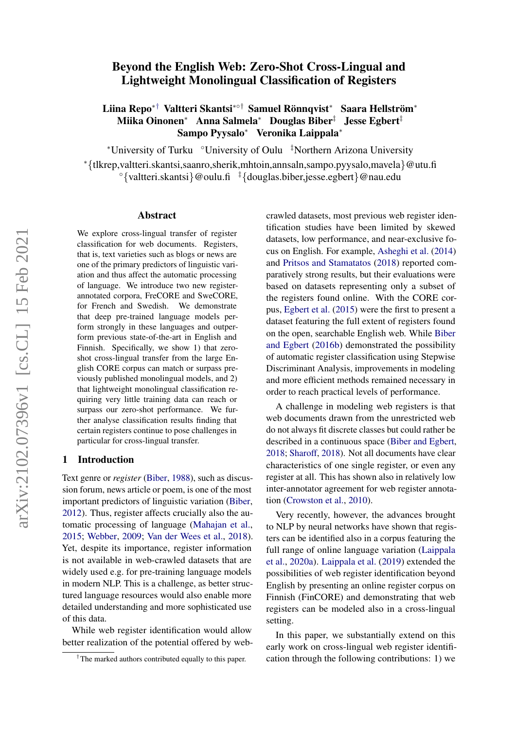# Beyond the English Web: Zero-Shot Cross-Lingual and Lightweight Monolingual Classification of Registers

**Liina Repo**[*†] **Valtteri Skantsi**[*°†] **Samuel Rönnqvist**[*] **Saara Hellström**[*] **Miika Oinonen**[*] **Anna Salmela**[*] **Douglas Biber**[‡] **Jesse Egbert**[‡] **Sampo Pyysalo**[*] **Veronika Laippala**[*]

[*]University of Turku [°]University of Oulu [‡]Northern Arizona University

[*]{tlkrep,valtteri.skantsi,saanro,sherik,mhtoin,annsaln,sampo.pyysalo,mavela}@utu.fi
[°]{valtteri.skantsi}@oulu.fi [‡]{douglas.biber,jesse.egbert}@nau.edu

## Abstract

We explore cross-lingual transfer of register classification for web documents. Registers, that is, text varieties such as blogs or news are one of the primary predictors of linguistic variation and thus affect the automatic processing of language. We introduce two new register-annotated corpora, FreCORE and SweCORE, for French and Swedish. We demonstrate that deep pre-trained language models perform strongly in these languages and outperform previous state-of-the-art in English and Finnish. Specifically, we show 1) that zero-shot cross-lingual transfer from the large English CORE corpus can match or surpass previously published monolingual models, and 2) that lightweight monolingual classification requiring very little training data can reach or surpass our zero-shot performance. We further analyse classification results finding that certain registers continue to pose challenges in particular for cross-lingual transfer.

## 1 Introduction

Text genre or *register* (Biber, 1988), such as discussion forum, news article or poem, is one of the most important predictors of linguistic variation (Biber, 2012). Thus, register affects crucially also the automatic processing of language (Mahajan et al., 2015; Webber, 2009; Van der Wees et al., 2018). Yet, despite its importance, register information is not available in web-crawled datasets that are widely used e.g. for pre-training language models in modern NLP. This is a challenge, as better structured language resources would also enable more detailed understanding and more sophisticated use of this data.

While web register identification would allow better realization of the potential offered by web-crawled datasets, most previous web register identification studies have been limited by skewed datasets, low performance, and near-exclusive focus on English. For example, Asheghi et al. (2014) and Pritsos and Stamatatos (2018) reported comparatively strong results, but their evaluations were based on datasets representing only a subset of the registers found online. With the CORE corpus, Egbert et al. (2015) were the first to present a dataset featuring the full extent of registers found on the open, searchable English web. While Biber and Egbert (2016b) demonstrated the possibility of automatic register classification using Stepwise Discriminant Analysis, improvements in modeling and more efficient methods remained necessary in order to reach practical levels of performance.

A challenge in modeling web registers is that web documents drawn from the unrestricted web do not always fit discrete classes but could rather be described in a continuous space (Biber and Egbert, 2018; Sharoff, 2018). Not all documents have clear characteristics of one single register, or even any register at all. This has shown also in relatively low inter-annotator agreement for web register annotation (Crowston et al., 2010).

Very recently, however, the advances brought to NLP by neural networks have shown that registers can be identified also in a corpus featuring the full range of online language variation (Laippala et al., 2020a). Laippala et al. (2019) extended the possibilities of web register identification beyond English by presenting an online register corpus on Finnish (FinCORE) and demonstrating that web registers can be modeled also in a cross-lingual setting.

In this paper, we substantially extend on this early work on cross-lingual web register identification through the following contributions: 1) we

[†]The marked authors contributed equally to this paper.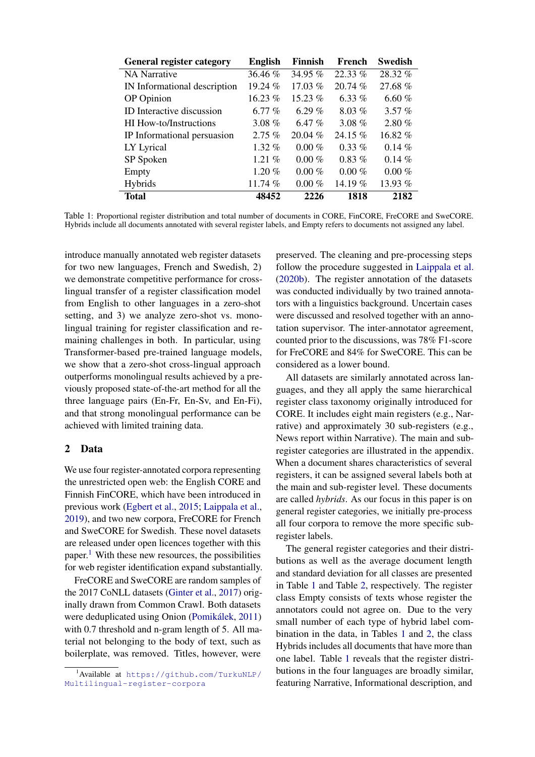| General register category | English | Finnish | French | Swedish |
|---|---|---|---|---|
| NA Narrative | 36.46 % | 34.95 % | 22.33 % | 28.32 % |
| IN Informational description | 19.24 % | 17.03 % | 20.74 % | 27.68 % |
| OP Opinion | 16.23 % | 15.23 % | 6.33 % | 6.60 % |
| ID Interactive discussion | 6.77 % | 6.29 % | 8.03 % | 3.57 % |
| HI How-to/Instructions | 3.08 % | 6.47 % | 3.08 % | 2.80 % |
| IP Informational persuasion | 2.75 % | 20.04 % | 24.15 % | 16.82 % |
| LY Lyrical | 1.32 % | 0.00 % | 0.33 % | 0.14 % |
| SP Spoken | 1.21 % | 0.00 % | 0.83 % | 0.14 % |
| Empty | 1.20 % | 0.00 % | 0.00 % | 0.00 % |
| Hybrids | 11.74 % | 0.00 % | 14.19 % | 13.93 % |
| **Total** | **48452** | **2226** | **1818** | **2182** |

Table 1: Proportional register distribution and total number of documents in CORE, FinCORE, FreCORE and SweCORE. Hybrids include all documents annotated with several register labels, and Empty refers to documents not assigned any label.

introduce manually annotated web register datasets for two new languages, French and Swedish, 2) we demonstrate competitive performance for cross-lingual transfer of a register classification model from English to other languages in a zero-shot setting, and 3) we analyze zero-shot vs. monolingual training for register classification and remaining challenges in both. In particular, using Transformer-based pre-trained language models, we show that a zero-shot cross-lingual approach outperforms monolingual results achieved by a previously proposed state-of-the-art method for all the three language pairs (En-Fr, En-Sv, and En-Fi), and that strong monolingual performance can be achieved with limited training data.

## 2 Data

We use four register-annotated corpora representing the unrestricted open web: the English CORE and Finnish FinCORE, which have been introduced in previous work (Egbert et al., 2015; Laippala et al., 2019), and two new corpora, FreCORE for French and SweCORE for Swedish. These novel datasets are released under open licences together with this paper.[1] With these new resources, the possibilities for web register identification expand substantially.

FreCORE and SweCORE are random samples of the 2017 CoNLL datasets (Ginter et al., 2017) originally drawn from Common Crawl. Both datasets were deduplicated using Onion (Pomikálek, 2011) with 0.7 threshold and n-gram length of 5. All material not belonging to the body of text, such as boilerplate, was removed. Titles, however, were preserved. The cleaning and pre-processing steps follow the procedure suggested in Laippala et al. (2020b). The register annotation of the datasets was conducted individually by two trained annotators with a linguistics background. Uncertain cases were discussed and resolved together with an annotation supervisor. The inter-annotator agreement, counted prior to the discussions, was 78% F1-score for FreCORE and 84% for SweCORE. This can be considered as a lower bound.

All datasets are similarly annotated across languages, and they all apply the same hierarchical register class taxonomy originally introduced for CORE. It includes eight main registers (e.g., Narrative) and approximately 30 sub-registers (e.g., News report within Narrative). The main and sub-register categories are illustrated in the appendix. When a document shares characteristics of several registers, it can be assigned several labels both at the main and sub-register level. These documents are called *hybrids*. As our focus in this paper is on general register categories, we initially pre-process all four corpora to remove the more specific sub-register labels.

The general register categories and their distributions as well as the average document length and standard deviation for all classes are presented in Table 1 and Table 2, respectively. The register class Empty consists of texts whose register the annotators could not agree on. Due to the very small number of each type of hybrid label combination in the data, in Tables 1 and 2, the class Hybrids includes all documents that have more than one label. Table 1 reveals that the register distributions in the four languages are broadly similar, featuring Narrative, Informational description, and

[1] Available at https://github.com/TurkuNLP/Multilingual-register-corpora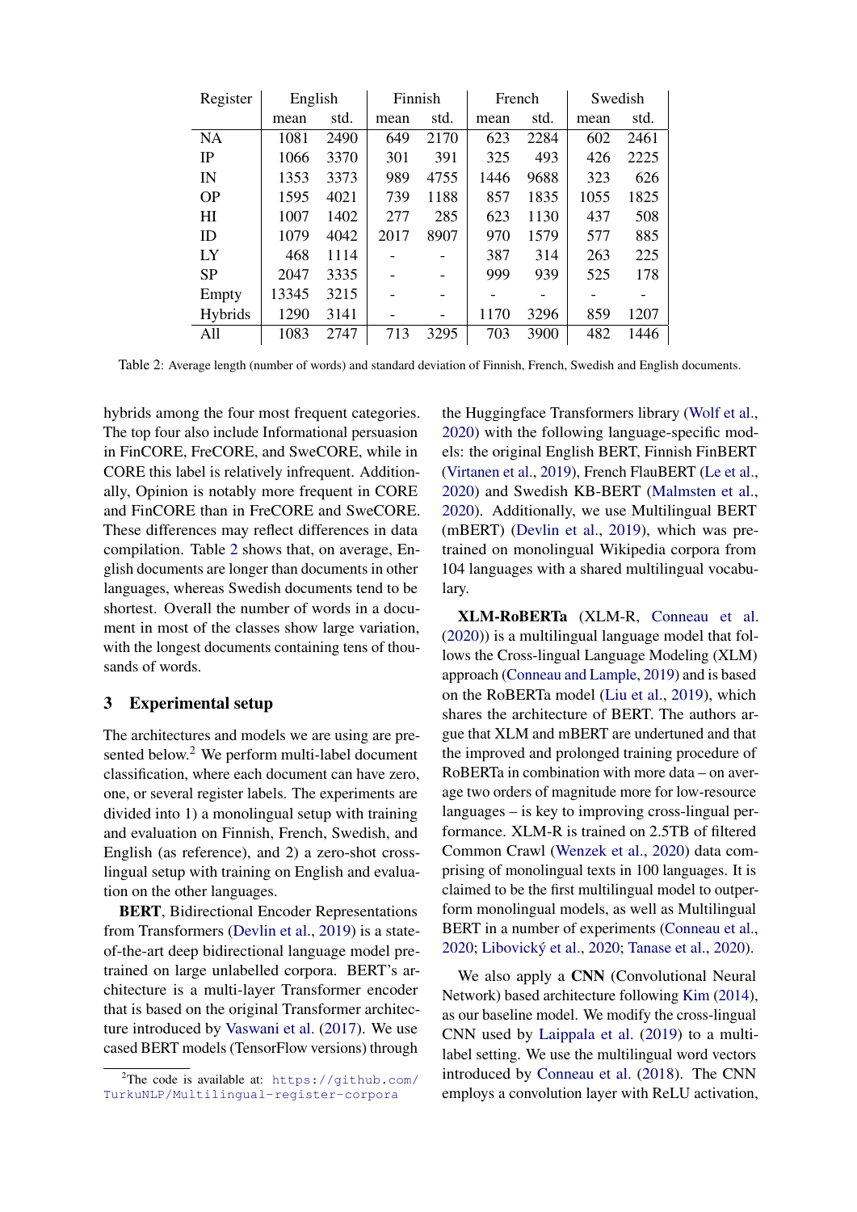| Register | English | | Finnish | | French | | Swedish | |
|---|---|---|---|---|---|---|---|---|
| | mean | std. | mean | std. | mean | std. | mean | std. |
| NA | 1081 | 2490 | 649 | 2170 | 623 | 2284 | 602 | 2461 |
| IP | 1066 | 3370 | 301 | 391 | 325 | 493 | 426 | 2225 |
| IN | 1353 | 3373 | 989 | 4755 | 1446 | 9688 | 323 | 626 |
| OP | 1595 | 4021 | 739 | 1188 | 857 | 1835 | 1055 | 1825 |
| HI | 1007 | 1402 | 277 | 285 | 623 | 1130 | 437 | 508 |
| ID | 1079 | 4042 | 2017 | 8907 | 970 | 1579 | 577 | 885 |
| LY | 468 | 1114 | - | - | 387 | 314 | 263 | 225 |
| SP | 2047 | 3335 | - | - | 999 | 939 | 525 | 178 |
| Empty | 13345 | 3215 | - | - | - | - | - | - |
| Hybrids | 1290 | 3141 | - | - | 1170 | 3296 | 859 | 1207 |
| All | 1083 | 2747 | 713 | 3295 | 703 | 3900 | 482 | 1446 |

Table 2: Average length (number of words) and standard deviation of Finnish, French, Swedish and English documents.

hybrids among the four most frequent categories. The top four also include Informational persuasion in FinCORE, FreCORE, and SweCORE, while in CORE this label is relatively infrequent. Additionally, Opinion is notably more frequent in CORE and FinCORE than in FreCORE and SweCORE. These differences may reflect differences in data compilation. Table 2 shows that, on average, English documents are longer than documents in other languages, whereas Swedish documents tend to be shortest. Overall the number of words in a document in most of the classes show large variation, with the longest documents containing tens of thousands of words.

## 3 Experimental setup

The architectures and models we are using are presented below.[2] We perform multi-label document classification, where each document can have zero, one, or several register labels. The experiments are divided into 1) a monolingual setup with training and evaluation on Finnish, French, Swedish, and English (as reference), and 2) a zero-shot cross-lingual setup with training on English and evaluation on the other languages.

**BERT**, Bidirectional Encoder Representations from Transformers (Devlin et al., 2019) is a state-of-the-art deep bidirectional language model pre-trained on large unlabelled corpora. BERT's architecture is a multi-layer Transformer encoder that is based on the original Transformer architecture introduced by Vaswani et al. (2017). We use cased BERT models (TensorFlow versions) through the Huggingface Transformers library (Wolf et al., 2020) with the following language-specific models: the original English BERT, Finnish FinBERT (Virtanen et al., 2019), French FlauBERT (Le et al., 2020) and Swedish KB-BERT (Malmsten et al., 2020). Additionally, we use Multilingual BERT (mBERT) (Devlin et al., 2019), which was pre-trained on monolingual Wikipedia corpora from 104 languages with a shared multilingual vocabulary.

**XLM-RoBERTa** (XLM-R, Conneau et al. (2020)) is a multilingual language model that follows the Cross-lingual Language Modeling (XLM) approach (Conneau and Lample, 2019) and is based on the RoBERTa model (Liu et al., 2019), which shares the architecture of BERT. The authors argue that XLM and mBERT are undertuned and that the improved and prolonged training procedure of RoBERTa in combination with more data – on average two orders of magnitude more for low-resource languages – is key to improving cross-lingual performance. XLM-R is trained on 2.5TB of filtered Common Crawl (Wenzek et al., 2020) data comprising of monolingual texts in 100 languages. It is claimed to be the first multilingual model to outperform monolingual models, as well as Multilingual BERT in a number of experiments (Conneau et al., 2020; Libovický et al., 2020; Tanase et al., 2020).

We also apply a **CNN** (Convolutional Neural Network) based architecture following Kim (2014), as our baseline model. We modify the cross-lingual CNN used by Laippala et al. (2019) to a multi-label setting. We use the multilingual word vectors introduced by Conneau et al. (2018). The CNN employs a convolution layer with ReLU activation,

[2] The code is available at: https://github.com/TurkuNLP/Multilingual-register-corpora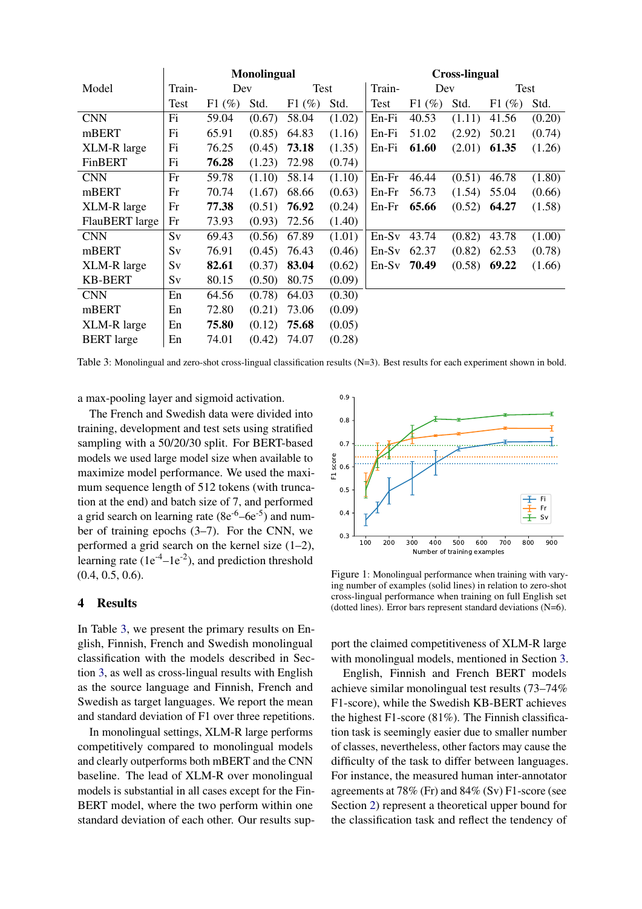| Model | Monolingual | | | | | Cross-lingual | | | | |
|---|---|---|---|---|---|---|---|---|---|---|
| | Train-Test | Dev F1 (%) | Dev Std. | Test F1 (%) | Test Std. | Train-Test | Dev F1 (%) | Dev Std. | Test F1 (%) | Test Std. |
| CNN | Fi | 59.04 | (0.67) | 58.04 | (1.02) | En-Fi | 40.53 | (1.11) | 41.56 | (0.20) |
| mBERT | Fi | 65.91 | (0.85) | 64.83 | (1.16) | En-Fi | 51.02 | (2.92) | 50.21 | (0.74) |
| XLM-R large | Fi | 76.25 | (0.45) | **73.18** | (1.35) | En-Fi | **61.60** | (2.01) | **61.35** | (1.26) |
| FinBERT | Fi | **76.28** | (1.23) | 72.98 | (0.74) | | | | | |
| CNN | Fr | 59.78 | (1.10) | 58.14 | (1.10) | En-Fr | 46.44 | (0.51) | 46.78 | (1.80) |
| mBERT | Fr | 70.74 | (1.67) | 68.66 | (0.63) | En-Fr | 56.73 | (1.54) | 55.04 | (0.66) |
| XLM-R large | Fr | **77.38** | (0.51) | **76.92** | (0.24) | En-Fr | **65.66** | (0.52) | **64.27** | (1.58) |
| FlauBERT large | Fr | 73.93 | (0.93) | 72.56 | (1.40) | | | | | |
| CNN | Sv | 69.43 | (0.56) | 67.89 | (1.01) | En-Sv | 43.74 | (0.82) | 43.78 | (1.00) |
| mBERT | Sv | 76.91 | (0.45) | 76.43 | (0.46) | En-Sv | 62.37 | (0.82) | 62.53 | (0.78) |
| XLM-R large | Sv | **82.61** | (0.37) | **83.04** | (0.62) | En-Sv | **70.49** | (0.58) | **69.22** | (1.66) |
| KB-BERT | Sv | 80.15 | (0.50) | 80.75 | (0.09) | | | | | |
| CNN | En | 64.56 | (0.78) | 64.03 | (0.30) | | | | | |
| mBERT | En | 72.80 | (0.21) | 73.06 | (0.09) | | | | | |
| XLM-R large | En | **75.80** | (0.12) | **75.68** | (0.05) | | | | | |
| BERT large | En | 74.01 | (0.42) | 74.07 | (0.28) | | | | | |

Table 3: Monolingual and zero-shot cross-lingual classification results (N=3). Best results for each experiment shown in bold.

a max-pooling layer and sigmoid activation.

The French and Swedish data were divided into training, development and test sets using stratified sampling with a 50/20/30 split. For BERT-based models we used large model size when available to maximize model performance. We used the maximum sequence length of 512 tokens (with truncation at the end) and batch size of 7, and performed a grid search on learning rate (8e$^{-6}$–6e$^{-5}$) and number of training epochs (3–7). For the CNN, we performed a grid search on the kernel size (1–2), learning rate (1e$^{-4}$–1e$^{-2}$), and prediction threshold (0.4, 0.5, 0.6).

Figure 1: Monolingual performance when training with varying number of examples (solid lines) in relation to zero-shot cross-lingual performance when training on full English set (dotted lines). Error bars represent standard deviations (N=6).

## 4 Results

In Table 3, we present the primary results on English, Finnish, French and Swedish monolingual classification with the models described in Section 3, as well as cross-lingual results with English as the source language and Finnish, French and Swedish as target languages. We report the mean and standard deviation of F1 over three repetitions.

In monolingual settings, XLM-R large performs competitively compared to monolingual models and clearly outperforms both mBERT and the CNN baseline. The lead of XLM-R over monolingual models is substantial in all cases except for the FinBERT model, where the two perform within one standard deviation of each other. Our results support the claimed competitiveness of XLM-R large with monolingual models, mentioned in Section 3.

English, Finnish and French BERT models achieve similar monolingual test results (73–74% F1-score), while the Swedish KB-BERT achieves the highest F1-score (81%). The Finnish classification task is seemingly easier due to smaller number of classes, nevertheless, other factors may cause the difficulty of the task to differ between languages. For instance, the measured human inter-annotator agreements at 78% (Fr) and 84% (Sv) F1-score (see Section 2) represent a theoretical upper bound for the classification task and reflect the tendency of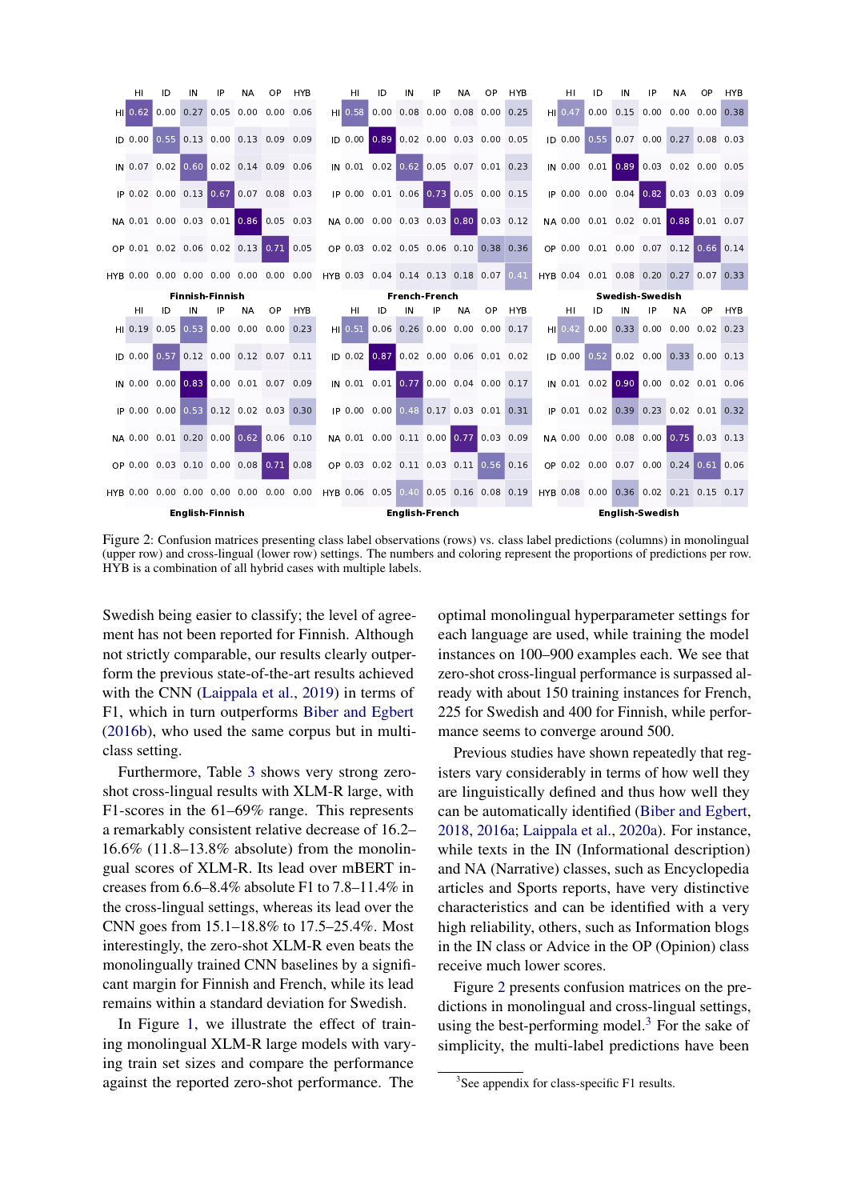**Finnish-Finnish**

| | HI | ID | IN | IP | NA | OP | HYB |
|---|---|---|---|---|---|---|---|
| HI | 0.62 | 0.00 | 0.27 | 0.05 | 0.00 | 0.00 | 0.06 |
| ID | 0.00 | 0.55 | 0.13 | 0.00 | 0.13 | 0.09 | 0.09 |
| IN | 0.07 | 0.02 | 0.60 | 0.02 | 0.14 | 0.09 | 0.06 |
| IP | 0.02 | 0.00 | 0.13 | 0.67 | 0.07 | 0.08 | 0.03 |
| NA | 0.01 | 0.00 | 0.03 | 0.01 | 0.86 | 0.05 | 0.03 |
| OP | 0.01 | 0.02 | 0.06 | 0.02 | 0.13 | 0.71 | 0.05 |
| HYB | 0.00 | 0.00 | 0.00 | 0.00 | 0.00 | 0.00 | 0.00 |

**French-French**

| | HI | ID | IN | IP | NA | OP | HYB |
|---|---|---|---|---|---|---|---|
| HI | 0.58 | 0.00 | 0.08 | 0.00 | 0.08 | 0.00 | 0.25 |
| ID | 0.00 | 0.89 | 0.02 | 0.00 | 0.03 | 0.00 | 0.05 |
| IN | 0.01 | 0.02 | 0.62 | 0.05 | 0.07 | 0.01 | 0.23 |
| IP | 0.00 | 0.01 | 0.06 | 0.73 | 0.05 | 0.00 | 0.15 |
| NA | 0.00 | 0.00 | 0.03 | 0.03 | 0.80 | 0.03 | 0.12 |
| OP | 0.03 | 0.02 | 0.05 | 0.06 | 0.10 | 0.38 | 0.36 |
| HYB | 0.03 | 0.04 | 0.14 | 0.13 | 0.18 | 0.07 | 0.41 |

**Swedish-Swedish**

| | HI | ID | IN | IP | NA | OP | HYB |
|---|---|---|---|---|---|---|---|
| HI | 0.47 | 0.00 | 0.15 | 0.00 | 0.00 | 0.00 | 0.38 |
| ID | 0.00 | 0.55 | 0.07 | 0.00 | 0.27 | 0.08 | 0.03 |
| IN | 0.00 | 0.01 | 0.89 | 0.03 | 0.02 | 0.00 | 0.05 |
| IP | 0.00 | 0.00 | 0.04 | 0.82 | 0.03 | 0.03 | 0.09 |
| NA | 0.00 | 0.01 | 0.02 | 0.01 | 0.88 | 0.01 | 0.07 |
| OP | 0.00 | 0.01 | 0.00 | 0.07 | 0.12 | 0.66 | 0.14 |
| HYB | 0.04 | 0.01 | 0.08 | 0.20 | 0.27 | 0.07 | 0.33 |

**English-Finnish**

| | HI | ID | IN | IP | NA | OP | HYB |
|---|---|---|---|---|---|---|---|
| HI | 0.19 | 0.05 | 0.53 | 0.00 | 0.00 | 0.00 | 0.23 |
| ID | 0.00 | 0.57 | 0.12 | 0.00 | 0.12 | 0.07 | 0.11 |
| IN | 0.00 | 0.00 | 0.83 | 0.00 | 0.01 | 0.07 | 0.09 |
| IP | 0.00 | 0.00 | 0.53 | 0.12 | 0.02 | 0.03 | 0.30 |
| NA | 0.00 | 0.01 | 0.20 | 0.00 | 0.62 | 0.06 | 0.10 |
| OP | 0.00 | 0.03 | 0.10 | 0.00 | 0.08 | 0.71 | 0.08 |
| HYB | 0.00 | 0.00 | 0.00 | 0.00 | 0.00 | 0.00 | 0.00 |

**English-French**

| | HI | ID | IN | IP | NA | OP | HYB |
|---|---|---|---|---|---|---|---|
| HI | 0.51 | 0.06 | 0.26 | 0.00 | 0.00 | 0.00 | 0.17 |
| ID | 0.02 | 0.87 | 0.02 | 0.00 | 0.06 | 0.01 | 0.02 |
| IN | 0.01 | 0.01 | 0.77 | 0.00 | 0.04 | 0.00 | 0.17 |
| IP | 0.00 | 0.00 | 0.48 | 0.17 | 0.03 | 0.01 | 0.31 |
| NA | 0.01 | 0.00 | 0.11 | 0.00 | 0.77 | 0.03 | 0.09 |
| OP | 0.03 | 0.02 | 0.11 | 0.03 | 0.11 | 0.56 | 0.16 |
| HYB | 0.06 | 0.05 | 0.40 | 0.05 | 0.16 | 0.08 | 0.19 |

**English-Swedish**

| | HI | ID | IN | IP | NA | OP | HYB |
|---|---|---|---|---|---|---|---|
| HI | 0.42 | 0.00 | 0.33 | 0.00 | 0.00 | 0.02 | 0.23 |
| ID | 0.00 | 0.52 | 0.02 | 0.00 | 0.33 | 0.00 | 0.13 |
| IN | 0.01 | 0.02 | 0.90 | 0.00 | 0.02 | 0.01 | 0.06 |
| IP | 0.01 | 0.02 | 0.39 | 0.23 | 0.02 | 0.01 | 0.32 |
| NA | 0.00 | 0.00 | 0.08 | 0.00 | 0.75 | 0.03 | 0.13 |
| OP | 0.02 | 0.00 | 0.07 | 0.00 | 0.24 | 0.61 | 0.06 |
| HYB | 0.08 | 0.00 | 0.36 | 0.02 | 0.21 | 0.15 | 0.17 |

Figure 2: Confusion matrices presenting class label observations (rows) vs. class label predictions (columns) in monolingual (upper row) and cross-lingual (lower row) settings. The numbers and coloring represent the proportions of predictions per row. HYB is a combination of all hybrid cases with multiple labels.

Swedish being easier to classify; the level of agreement has not been reported for Finnish. Although not strictly comparable, our results clearly outperform the previous state-of-the-art results achieved with the CNN (Laippala et al., 2019) in terms of F1, which in turn outperforms Biber and Egbert (2016b), who used the same corpus but in multiclass setting.

Furthermore, Table 3 shows very strong zero-shot cross-lingual results with XLM-R large, with F1-scores in the 61–69% range. This represents a remarkably consistent relative decrease of 16.2–16.6% (11.8–13.8% absolute) from the monolingual scores of XLM-R. Its lead over mBERT increases from 6.6–8.4% absolute F1 to 7.8–11.4% in the cross-lingual settings, whereas its lead over the CNN goes from 15.1–18.8% to 17.5–25.4%. Most interestingly, the zero-shot XLM-R even beats the monolingually trained CNN baselines by a significant margin for Finnish and French, while its lead remains within a standard deviation for Swedish.

In Figure 1, we illustrate the effect of training monolingual XLM-R large models with varying train set sizes and compare the performance against the reported zero-shot performance. The optimal monolingual hyperparameter settings for each language are used, while training the model instances on 100–900 examples each. We see that zero-shot cross-lingual performance is surpassed already with about 150 training instances for French, 225 for Swedish and 400 for Finnish, while performance seems to converge around 500.

Previous studies have shown repeatedly that registers vary considerably in terms of how well they are linguistically defined and thus how well they can be automatically identified (Biber and Egbert, 2018, 2016a; Laippala et al., 2020a). For instance, while texts in the IN (Informational description) and NA (Narrative) classes, such as Encyclopedia articles and Sports reports, have very distinctive characteristics and can be identified with a very high reliability, others, such as Information blogs in the IN class or Advice in the OP (Opinion) class receive much lower scores.

Figure 2 presents confusion matrices on the predictions in monolingual and cross-lingual settings, using the best-performing model.[3] For the sake of simplicity, the multi-label predictions have been

[3] See appendix for class-specific F1 results.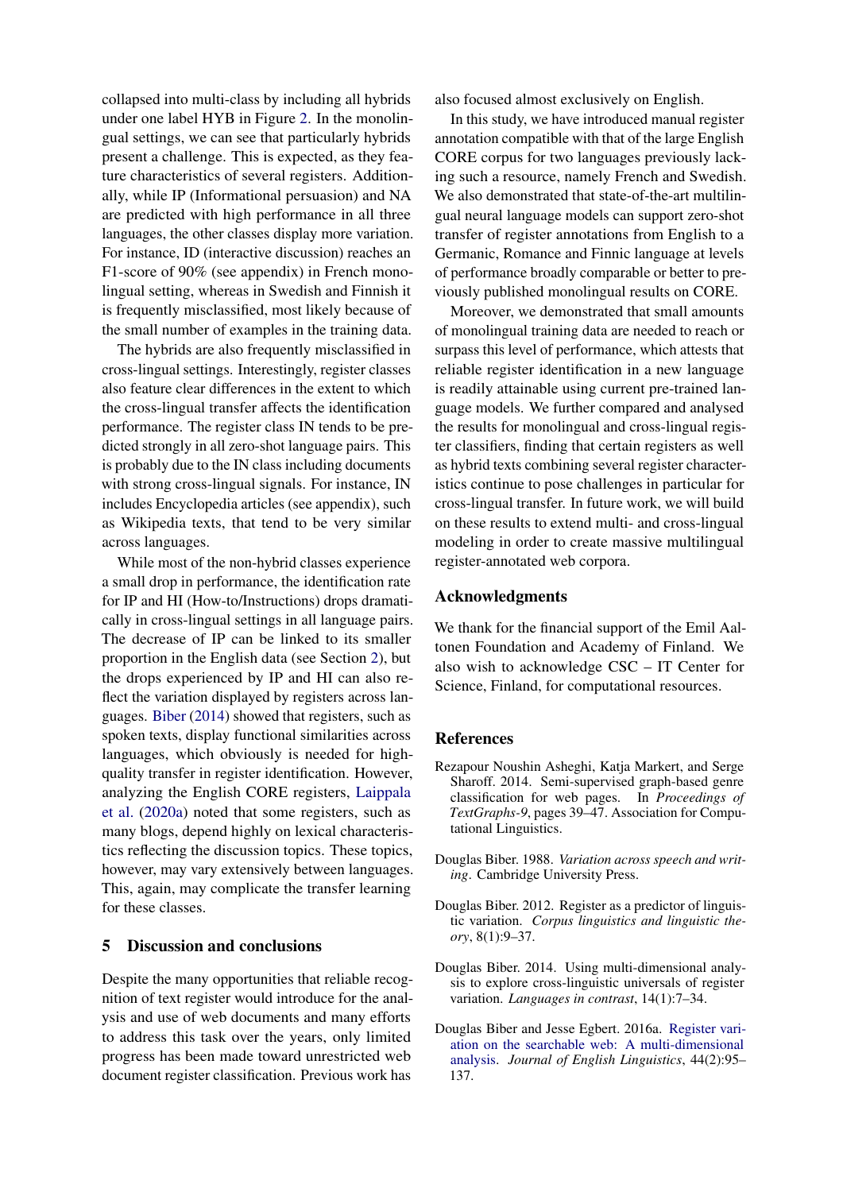collapsed into multi-class by including all hybrids under one label HYB in Figure 2. In the monolingual settings, we can see that particularly hybrids present a challenge. This is expected, as they feature characteristics of several registers. Additionally, while IP (Informational persuasion) and NA are predicted with high performance in all three languages, the other classes display more variation. For instance, ID (interactive discussion) reaches an F1-score of 90% (see appendix) in French monolingual setting, whereas in Swedish and Finnish it is frequently misclassified, most likely because of the small number of examples in the training data.

The hybrids are also frequently misclassified in cross-lingual settings. Interestingly, register classes also feature clear differences in the extent to which the cross-lingual transfer affects the identification performance. The register class IN tends to be predicted strongly in all zero-shot language pairs. This is probably due to the IN class including documents with strong cross-lingual signals. For instance, IN includes Encyclopedia articles (see appendix), such as Wikipedia texts, that tend to be very similar across languages.

While most of the non-hybrid classes experience a small drop in performance, the identification rate for IP and HI (How-to/Instructions) drops dramatically in cross-lingual settings in all language pairs. The decrease of IP can be linked to its smaller proportion in the English data (see Section 2), but the drops experienced by IP and HI can also reflect the variation displayed by registers across languages. Biber (2014) showed that registers, such as spoken texts, display functional similarities across languages, which obviously is needed for high-quality transfer in register identification. However, analyzing the English CORE registers, Laippala et al. (2020a) noted that some registers, such as many blogs, depend highly on lexical characteristics reflecting the discussion topics. These topics, however, may vary extensively between languages. This, again, may complicate the transfer learning for these classes.

## 5 Discussion and conclusions

Despite the many opportunities that reliable recognition of text register would introduce for the analysis and use of web documents and many efforts to address this task over the years, only limited progress has been made toward unrestricted web document register classification. Previous work has also focused almost exclusively on English.

In this study, we have introduced manual register annotation compatible with that of the large English CORE corpus for two languages previously lacking such a resource, namely French and Swedish. We also demonstrated that state-of-the-art multilingual neural language models can support zero-shot transfer of register annotations from English to a Germanic, Romance and Finnic language at levels of performance broadly comparable or better to previously published monolingual results on CORE.

Moreover, we demonstrated that small amounts of monolingual training data are needed to reach or surpass this level of performance, which attests that reliable register identification in a new language is readily attainable using current pre-trained language models. We further compared and analysed the results for monolingual and cross-lingual register classifiers, finding that certain registers as well as hybrid texts combining several register characteristics continue to pose challenges in particular for cross-lingual transfer. In future work, we will build on these results to extend multi- and cross-lingual modeling in order to create massive multilingual register-annotated web corpora.

## Acknowledgments

We thank for the financial support of the Emil Aaltonen Foundation and Academy of Finland. We also wish to acknowledge CSC – IT Center for Science, Finland, for computational resources.

## References

Rezapour Noushin Asheghi, Katja Markert, and Serge Sharoff. 2014. Semi-supervised graph-based genre classification for web pages. In *Proceedings of TextGraphs-9*, pages 39–47. Association for Computational Linguistics.

Douglas Biber. 1988. *Variation across speech and writing*. Cambridge University Press.

Douglas Biber. 2012. Register as a predictor of linguistic variation. *Corpus linguistics and linguistic theory*, 8(1):9–37.

Douglas Biber. 2014. Using multi-dimensional analysis to explore cross-linguistic universals of register variation. *Languages in contrast*, 14(1):7–34.

Douglas Biber and Jesse Egbert. 2016a. Register variation on the searchable web: A multi-dimensional analysis. *Journal of English Linguistics*, 44(2):95–137.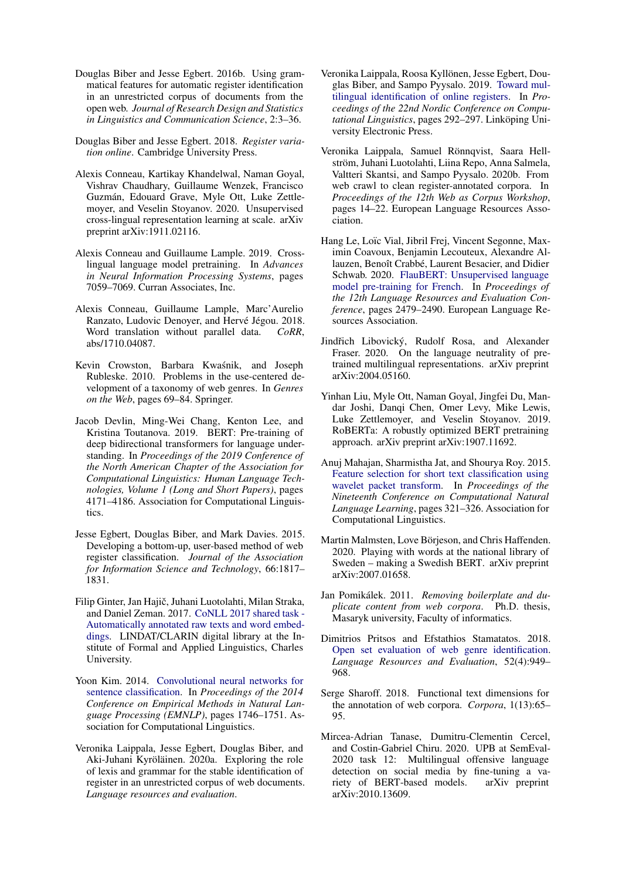Douglas Biber and Jesse Egbert. 2016b. Using grammatical features for automatic register identification in an unrestricted corpus of documents from the open web. *Journal of Research Design and Statistics in Linguistics and Communication Science*, 2:3–36.

Douglas Biber and Jesse Egbert. 2018. *Register variation online*. Cambridge University Press.

Alexis Conneau, Kartikay Khandelwal, Naman Goyal, Vishrav Chaudhary, Guillaume Wenzek, Francisco Guzmán, Edouard Grave, Myle Ott, Luke Zettlemoyer, and Veselin Stoyanov. 2020. Unsupervised cross-lingual representation learning at scale. arXiv preprint arXiv:1911.02116.

Alexis Conneau and Guillaume Lample. 2019. Cross-lingual language model pretraining. In *Advances in Neural Information Processing Systems*, pages 7059–7069. Curran Associates, Inc.

Alexis Conneau, Guillaume Lample, Marc'Aurelio Ranzato, Ludovic Denoyer, and Hervé Jégou. 2018. Word translation without parallel data. *CoRR*, abs/1710.04087.

Kevin Crowston, Barbara Kwaśnik, and Joseph Rubleske. 2010. Problems in the use-centered development of a taxonomy of web genres. In *Genres on the Web*, pages 69–84. Springer.

Jacob Devlin, Ming-Wei Chang, Kenton Lee, and Kristina Toutanova. 2019. BERT: Pre-training of deep bidirectional transformers for language understanding. In *Proceedings of the 2019 Conference of the North American Chapter of the Association for Computational Linguistics: Human Language Technologies, Volume 1 (Long and Short Papers)*, pages 4171–4186. Association for Computational Linguistics.

Jesse Egbert, Douglas Biber, and Mark Davies. 2015. Developing a bottom-up, user-based method of web register classification. *Journal of the Association for Information Science and Technology*, 66:1817–1831.

Filip Ginter, Jan Hajič, Juhani Luotolahti, Milan Straka, and Daniel Zeman. 2017. CoNLL 2017 shared task - Automatically annotated raw texts and word embeddings. LINDAT/CLARIN digital library at the Institute of Formal and Applied Linguistics, Charles University.

Yoon Kim. 2014. Convolutional neural networks for sentence classification. In *Proceedings of the 2014 Conference on Empirical Methods in Natural Language Processing (EMNLP)*, pages 1746–1751. Association for Computational Linguistics.

Veronika Laippala, Jesse Egbert, Douglas Biber, and Aki-Juhani Kyröläinen. 2020a. Exploring the role of lexis and grammar for the stable identification of register in an unrestricted corpus of web documents. *Language resources and evaluation*.

Veronika Laippala, Roosa Kyllönen, Jesse Egbert, Douglas Biber, and Sampo Pyysalo. 2019. Toward multilingual identification of online registers. In *Proceedings of the 22nd Nordic Conference on Computational Linguistics*, pages 292–297. Linköping University Electronic Press.

Veronika Laippala, Samuel Rönnqvist, Saara Hellström, Juhani Luotolahti, Liina Repo, Anna Salmela, Valtteri Skantsi, and Sampo Pyysalo. 2020b. From web crawl to clean register-annotated corpora. In *Proceedings of the 12th Web as Corpus Workshop*, pages 14–22. European Language Resources Association.

Hang Le, Loïc Vial, Jibril Frej, Vincent Segonne, Maximin Coavoux, Benjamin Lecouteux, Alexandre Allauzen, Benoît Crabbé, Laurent Besacier, and Didier Schwab. 2020. FlauBERT: Unsupervised language model pre-training for French. In *Proceedings of the 12th Language Resources and Evaluation Conference*, pages 2479–2490. European Language Resources Association.

Jindřich Libovický, Rudolf Rosa, and Alexander Fraser. 2020. On the language neutrality of pre-trained multilingual representations. arXiv preprint arXiv:2004.05160.

Yinhan Liu, Myle Ott, Naman Goyal, Jingfei Du, Mandar Joshi, Danqi Chen, Omer Levy, Mike Lewis, Luke Zettlemoyer, and Veselin Stoyanov. 2019. RoBERTa: A robustly optimized BERT pretraining approach. arXiv preprint arXiv:1907.11692.

Anuj Mahajan, Sharmistha Jat, and Shourya Roy. 2015. Feature selection for short text classification using wavelet packet transform. In *Proceedings of the Nineteenth Conference on Computational Natural Language Learning*, pages 321–326. Association for Computational Linguistics.

Martin Malmsten, Love Börjeson, and Chris Haffenden. 2020. Playing with words at the national library of Sweden – making a Swedish BERT. arXiv preprint arXiv:2007.01658.

Jan Pomikálek. 2011. *Removing boilerplate and duplicate content from web corpora*. Ph.D. thesis, Masaryk university, Faculty of informatics.

Dimitrios Pritsos and Efstathios Stamatatos. 2018. Open set evaluation of web genre identification. *Language Resources and Evaluation*, 52(4):949–968.

Serge Sharoff. 2018. Functional text dimensions for the annotation of web corpora. *Corpora*, 1(13):65–95.

Mircea-Adrian Tanase, Dumitru-Clementin Cercel, and Costin-Gabriel Chiru. 2020. UPB at SemEval-2020 task 12: Multilingual offensive language detection on social media by fine-tuning a variety of BERT-based models. arXiv preprint arXiv:2010.13609.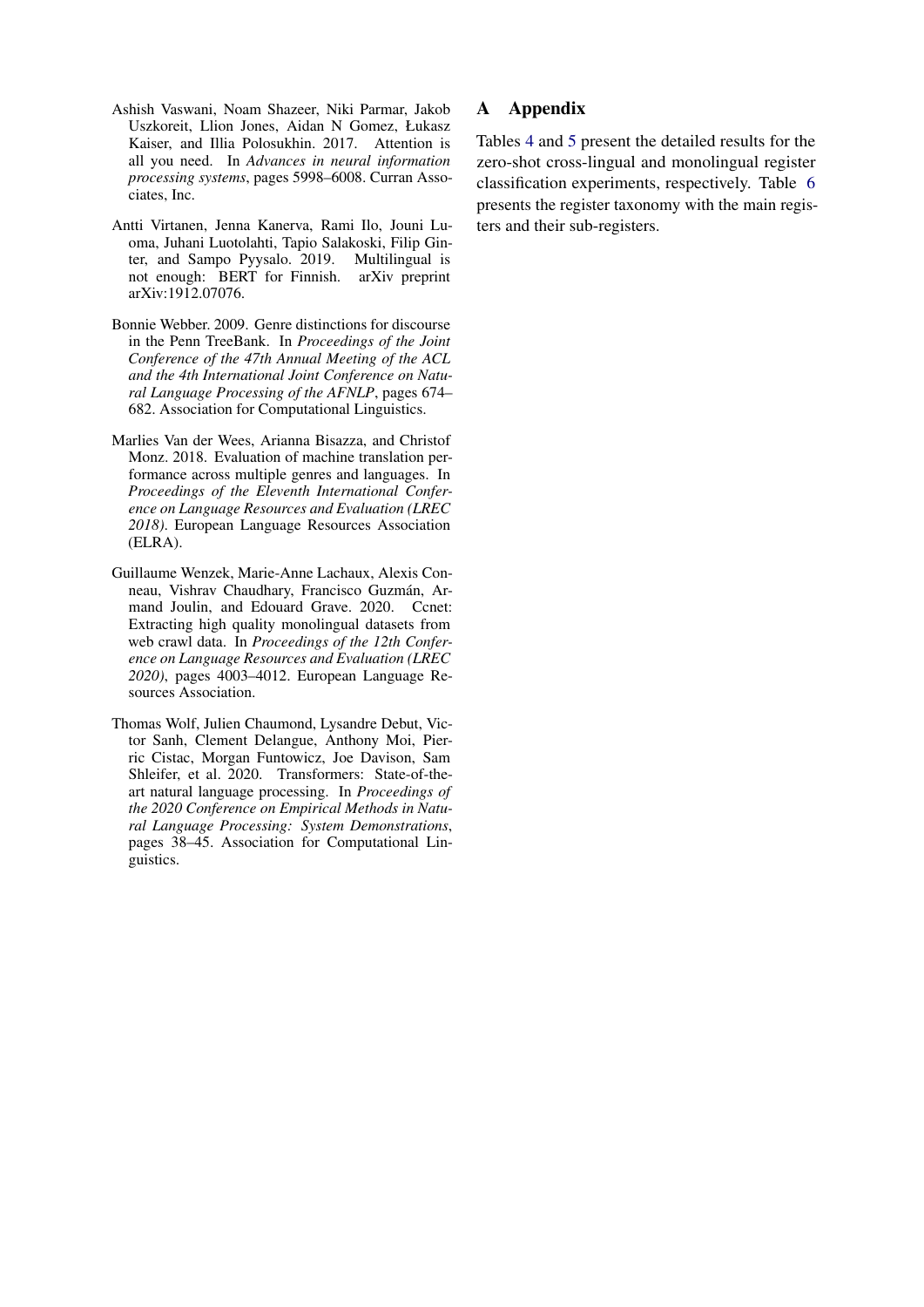Ashish Vaswani, Noam Shazeer, Niki Parmar, Jakob Uszkoreit, Llion Jones, Aidan N Gomez, Łukasz Kaiser, and Illia Polosukhin. 2017. Attention is all you need. In *Advances in neural information processing systems*, pages 5998–6008. Curran Associates, Inc.

Antti Virtanen, Jenna Kanerva, Rami Ilo, Jouni Luoma, Juhani Luotolahti, Tapio Salakoski, Filip Ginter, and Sampo Pyysalo. 2019. Multilingual is not enough: BERT for Finnish. arXiv preprint arXiv:1912.07076.

Bonnie Webber. 2009. Genre distinctions for discourse in the Penn TreeBank. In *Proceedings of the Joint Conference of the 47th Annual Meeting of the ACL and the 4th International Joint Conference on Natural Language Processing of the AFNLP*, pages 674–682. Association for Computational Linguistics.

Marlies Van der Wees, Arianna Bisazza, and Christof Monz. 2018. Evaluation of machine translation performance across multiple genres and languages. In *Proceedings of the Eleventh International Conference on Language Resources and Evaluation (LREC 2018)*. European Language Resources Association (ELRA).

Guillaume Wenzek, Marie-Anne Lachaux, Alexis Conneau, Vishrav Chaudhary, Francisco Guzmán, Armand Joulin, and Edouard Grave. 2020. Ccnet: Extracting high quality monolingual datasets from web crawl data. In *Proceedings of the 12th Conference on Language Resources and Evaluation (LREC 2020)*, pages 4003–4012. European Language Resources Association.

Thomas Wolf, Julien Chaumond, Lysandre Debut, Victor Sanh, Clement Delangue, Anthony Moi, Pierric Cistac, Morgan Funtowicz, Joe Davison, Sam Shleifer, et al. 2020. Transformers: State-of-the-art natural language processing. In *Proceedings of the 2020 Conference on Empirical Methods in Natural Language Processing: System Demonstrations*, pages 38–45. Association for Computational Linguistics.

# A Appendix

Tables 4 and 5 present the detailed results for the zero-shot cross-lingual and monolingual register classification experiments, respectively. Table 6 presents the register taxonomy with the main registers and their sub-registers.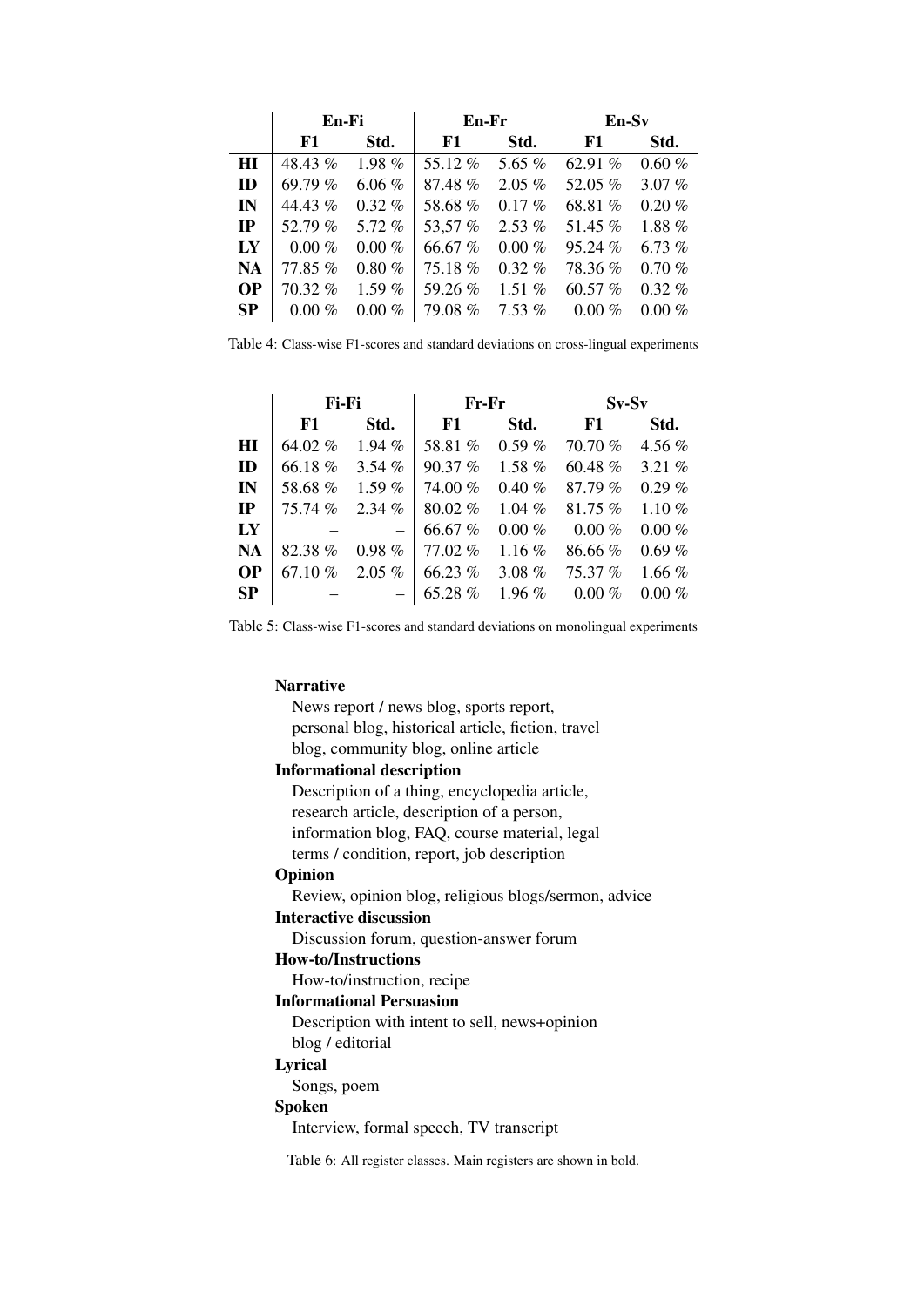| | En-Fi | | En-Fr | | En-Sv | |
|---|---|---|---|---|---|---|
| | **F1** | **Std.** | **F1** | **Std.** | **F1** | **Std.** |
| **HI** | 48.43 % | 1.98 % | 55.12 % | 5.65 % | 62.91 % | 0.60 % |
| **ID** | 69.79 % | 6.06 % | 87.48 % | 2.05 % | 52.05 % | 3.07 % |
| **IN** | 44.43 % | 0.32 % | 58.68 % | 0.17 % | 68.81 % | 0.20 % |
| **IP** | 52.79 % | 5.72 % | 53,57 % | 2.53 % | 51.45 % | 1.88 % |
| **LY** | 0.00 % | 0.00 % | 66.67 % | 0.00 % | 95.24 % | 6.73 % |
| **NA** | 77.85 % | 0.80 % | 75.18 % | 0.32 % | 78.36 % | 0.70 % |
| **OP** | 70.32 % | 1.59 % | 59.26 % | 1.51 % | 60.57 % | 0.32 % |
| **SP** | 0.00 % | 0.00 % | 79.08 % | 7.53 % | 0.00 % | 0.00 % |

Table 4: Class-wise F1-scores and standard deviations on cross-lingual experiments

| | Fi-Fi | | Fr-Fr | | Sv-Sv | |
|---|---|---|---|---|---|---|
| | **F1** | **Std.** | **F1** | **Std.** | **F1** | **Std.** |
| **HI** | 64.02 % | 1.94 % | 58.81 % | 0.59 % | 70.70 % | 4.56 % |
| **ID** | 66.18 % | 3.54 % | 90.37 % | 1.58 % | 60.48 % | 3.21 % |
| **IN** | 58.68 % | 1.59 % | 74.00 % | 0.40 % | 87.79 % | 0.29 % |
| **IP** | 75.74 % | 2.34 % | 80.02 % | 1.04 % | 81.75 % | 1.10 % |
| **LY** | – | – | 66.67 % | 0.00 % | 0.00 % | 0.00 % |
| **NA** | 82.38 % | 0.98 % | 77.02 % | 1.16 % | 86.66 % | 0.69 % |
| **OP** | 67.10 % | 2.05 % | 66.23 % | 3.08 % | 75.37 % | 1.66 % |
| **SP** | – | – | 65.28 % | 1.96 % | 0.00 % | 0.00 % |

Table 5: Class-wise F1-scores and standard deviations on monolingual experiments

**Narrative**
News report / news blog, sports report, personal blog, historical article, fiction, travel blog, community blog, online article

**Informational description**
Description of a thing, encyclopedia article, research article, description of a person, information blog, FAQ, course material, legal terms / condition, report, job description

**Opinion**
Review, opinion blog, religious blogs/sermon, advice

**Interactive discussion**
Discussion forum, question-answer forum

**How-to/Instructions**
How-to/instruction, recipe

**Informational Persuasion**
Description with intent to sell, news+opinion blog / editorial

**Lyrical**
Songs, poem

**Spoken**
Interview, formal speech, TV transcript

Table 6: All register classes. Main registers are shown in bold.